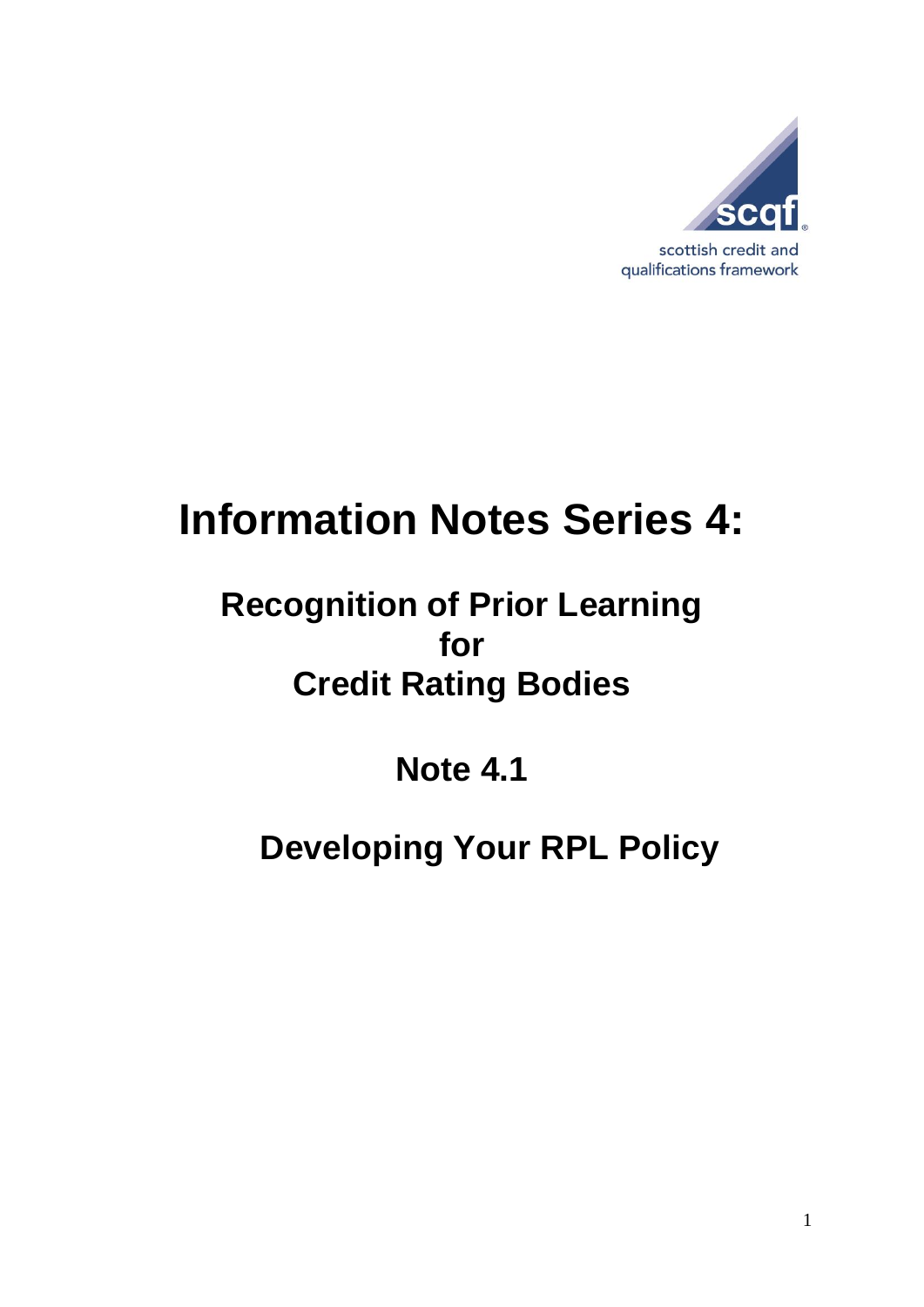scottish credit and qualifications framework

# Information Notes Series 4:

## Recognition of Prior Learning for Credit Rating Bodies

## Note 4.1

## Developing Your RPL Policy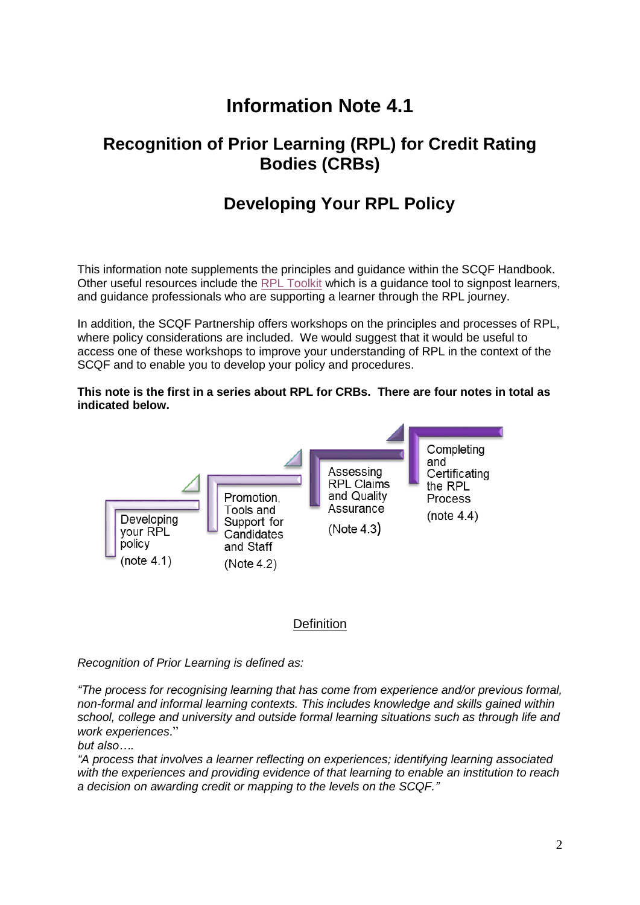# Information Note 4.1

## Recognition of Prior Learning (RPL) for Credit Rating Bodies (CRBs)

## Developing Your RPL Policy

This information note supplements the principles and guidance within the SCQF Handbook. Other useful resources include the RPL Toolkit which is a guidance tool to signpost learners, and guidance professionals who are supporting a learner through the RPL journey.

In addition, the SCQF Partnership offers workshops on the principles and processes of RPL, where policy considerations are included. We would suggest that it would be useful to access one of these workshops to improve your understanding of RPL in the context of the SCQF and to enable you to develop your policy and procedures.

**This note is the first in a series about RPL for CRBs. There are four notes in total as indicated below.**

- Developing your RPL policy (note 4.1)
- Promotion, Tools and Support for Candidates and Staff (Note 4.2)
- Assessing RPL Claims and Quality Assurance (Note 4.3)
- Completing and Certificating the RPL Process (note 4.4)

Definition

*Recognition of Prior Learning is defined as:*

*"The process for recognising learning that has come from experience and/or previous formal, non-formal and informal learning contexts. This includes knowledge and skills gained within school, college and university and outside formal learning situations such as through life and work experiences."*

*but also….*

*"A process that involves a learner reflecting on experiences; identifying learning associated with the experiences and providing evidence of that learning to enable an institution to reach a decision on awarding credit or mapping to the levels on the SCQF."*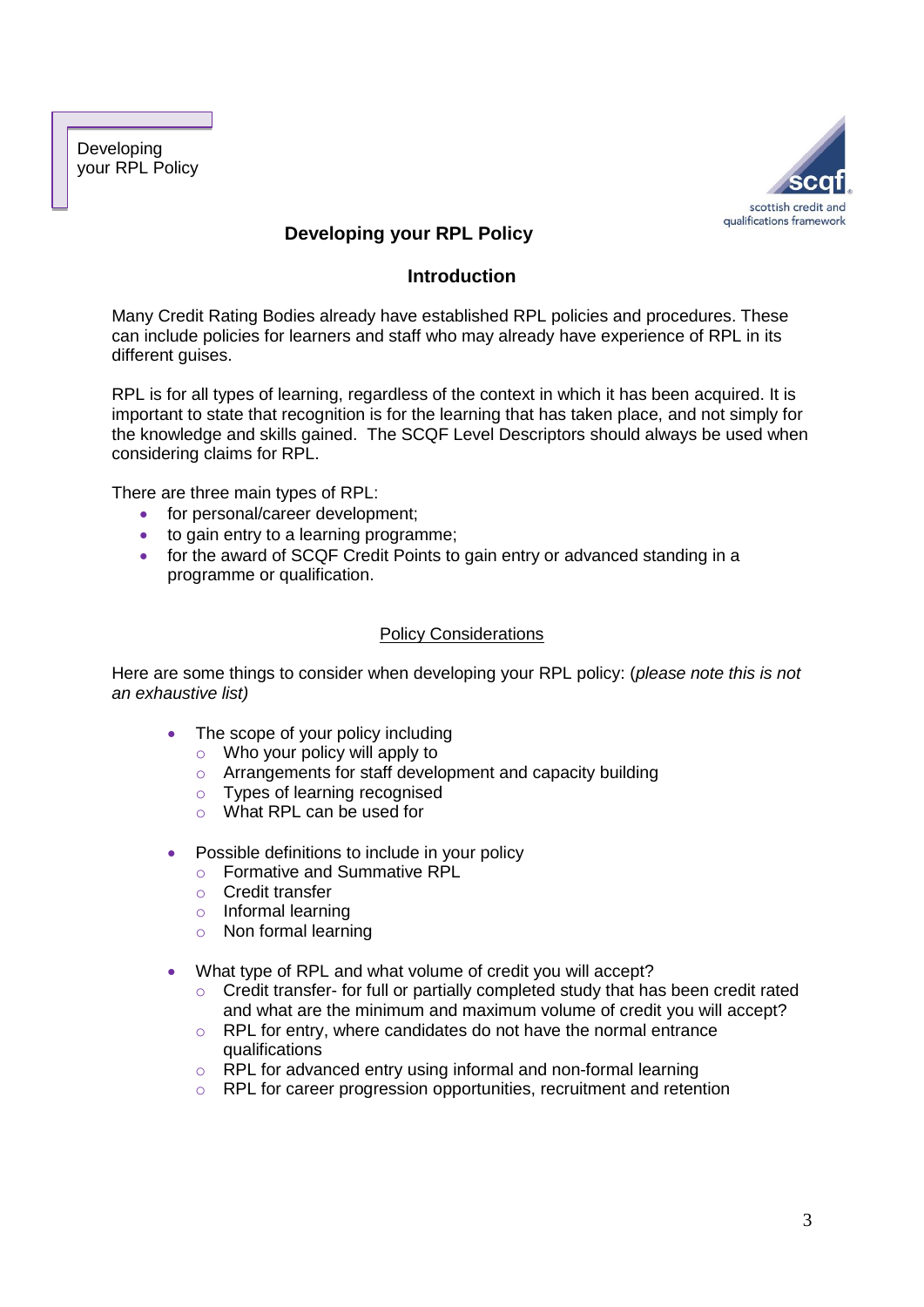# Developing your RPL Policy

## Introduction

Many Credit Rating Bodies already have established RPL policies and procedures. These can include policies for learners and staff who may already have experience of RPL in its different guises.

RPL is for all types of learning, regardless of the context in which it has been acquired. It is important to state that recognition is for the learning that has taken place, and not simply for the knowledge and skills gained. The SCQF Level Descriptors should always be used when considering claims for RPL.

There are three main types of RPL:

- for personal/career development;
- to gain entry to a learning programme;
- for the award of SCQF Credit Points to gain entry or advanced standing in a programme or qualification.

### Policy Considerations

Here are some things to consider when developing your RPL policy: (*please note this is not an exhaustive list)*

- The scope of your policy including
  - Who your policy will apply to
  - Arrangements for staff development and capacity building
  - Types of learning recognised
  - What RPL can be used for

- Possible definitions to include in your policy
  - Formative and Summative RPL
  - Credit transfer
  - Informal learning
  - Non formal learning

- What type of RPL and what volume of credit you will accept?
  - Credit transfer- for full or partially completed study that has been credit rated and what are the minimum and maximum volume of credit you will accept?
  - RPL for entry, where candidates do not have the normal entrance qualifications
  - RPL for advanced entry using informal and non-formal learning
  - RPL for career progression opportunities, recruitment and retention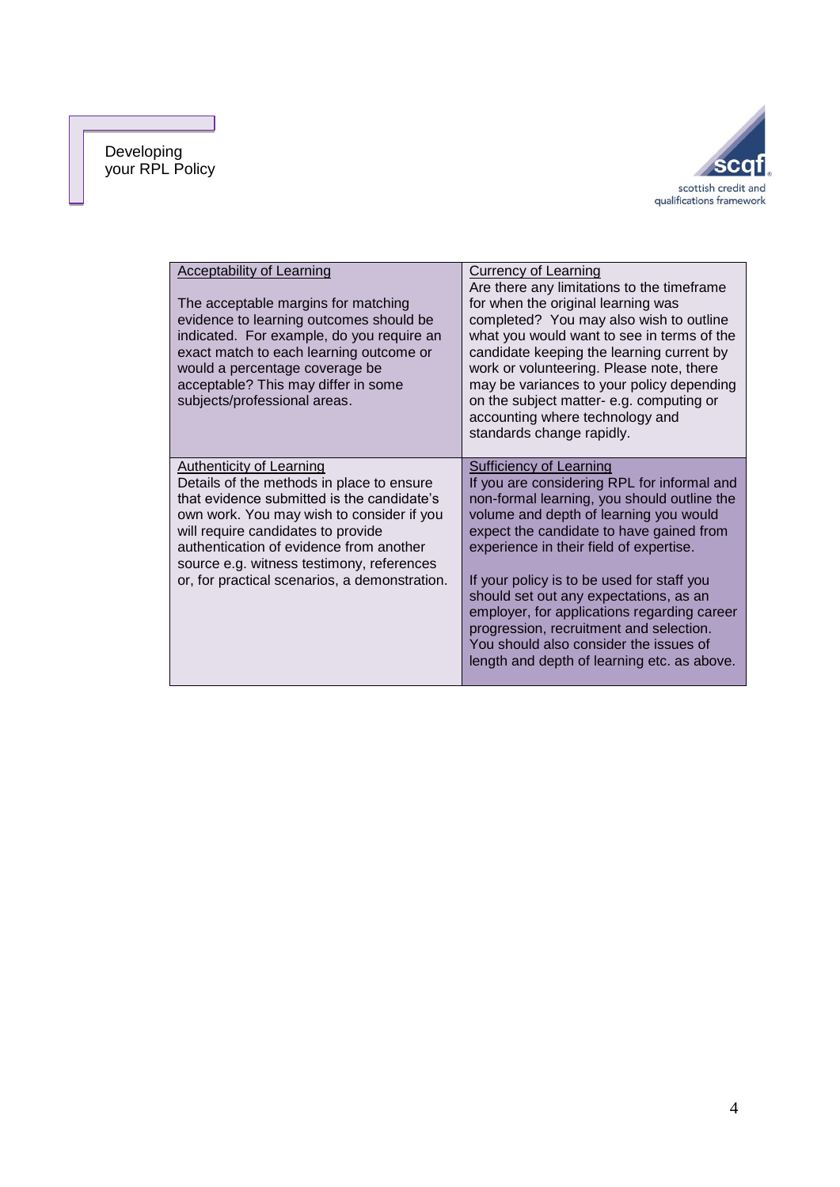| Acceptability of Learning | Currency of Learning |
| --- | --- |
| The acceptable margins for matching evidence to learning outcomes should be indicated. For example, do you require an exact match to each learning outcome or would a percentage coverage be acceptable? This may differ in some subjects/professional areas. | Are there any limitations to the timeframe for when the original learning was completed? You may also wish to outline what you would want to see in terms of the candidate keeping the learning current by work or volunteering. Please note, there may be variances to your policy depending on the subject matter- e.g. computing or accounting where technology and standards change rapidly. |
| **Authenticity of Learning** | **Sufficiency of Learning** |
| Details of the methods in place to ensure that evidence submitted is the candidate's own work. You may wish to consider if you will require candidates to provide authentication of evidence from another source e.g. witness testimony, references or, for practical scenarios, a demonstration. | If you are considering RPL for informal and non-formal learning, you should outline the volume and depth of learning you would expect the candidate to have gained from experience in their field of expertise.<br><br>If your policy is to be used for staff you should set out any expectations, as an employer, for applications regarding career progression, recruitment and selection. You should also consider the issues of length and depth of learning etc. as above. |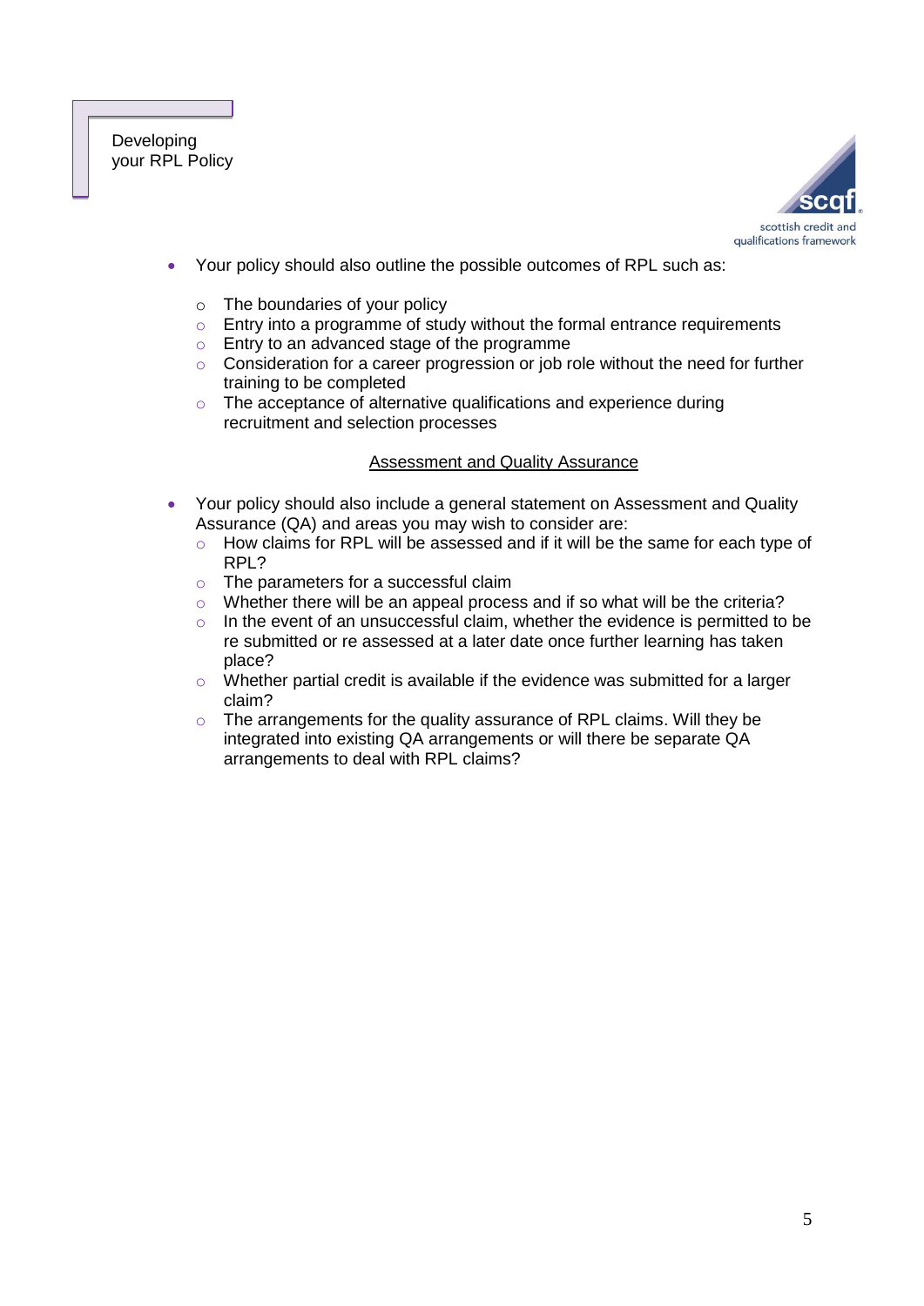- Your policy should also outline the possible outcomes of RPL such as:

  - The boundaries of your policy
  - Entry into a programme of study without the formal entrance requirements
  - Entry to an advanced stage of the programme
  - Consideration for a career progression or job role without the need for further training to be completed
  - The acceptance of alternative qualifications and experience during recruitment and selection processes

## Assessment and Quality Assurance

- Your policy should also include a general statement on Assessment and Quality Assurance (QA) and areas you may wish to consider are:
  - How claims for RPL will be assessed and if it will be the same for each type of RPL?
  - The parameters for a successful claim
  - Whether there will be an appeal process and if so what will be the criteria?
  - In the event of an unsuccessful claim, whether the evidence is permitted to be re submitted or re assessed at a later date once further learning has taken place?
  - Whether partial credit is available if the evidence was submitted for a larger claim?
  - The arrangements for the quality assurance of RPL claims. Will they be integrated into existing QA arrangements or will there be separate QA arrangements to deal with RPL claims?